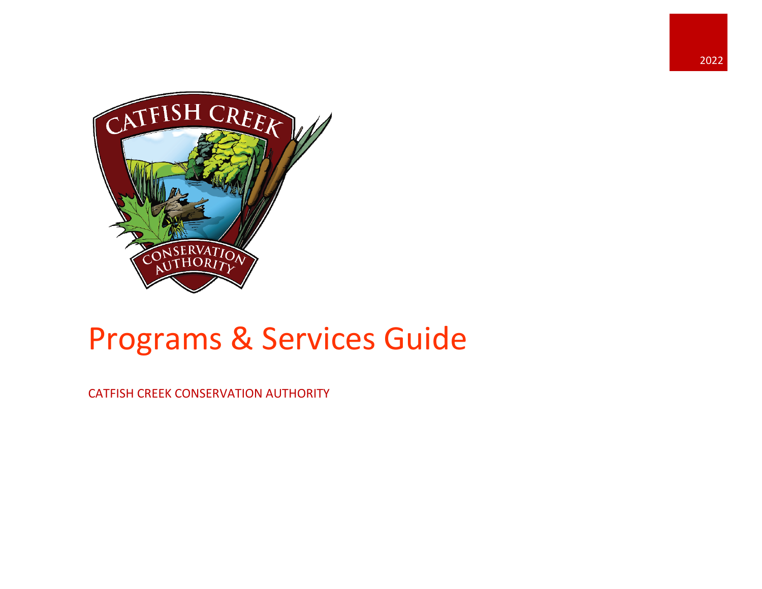2022

# Programs & Services Guide

CATFISH CREEK CONSERVATION AUTHORITY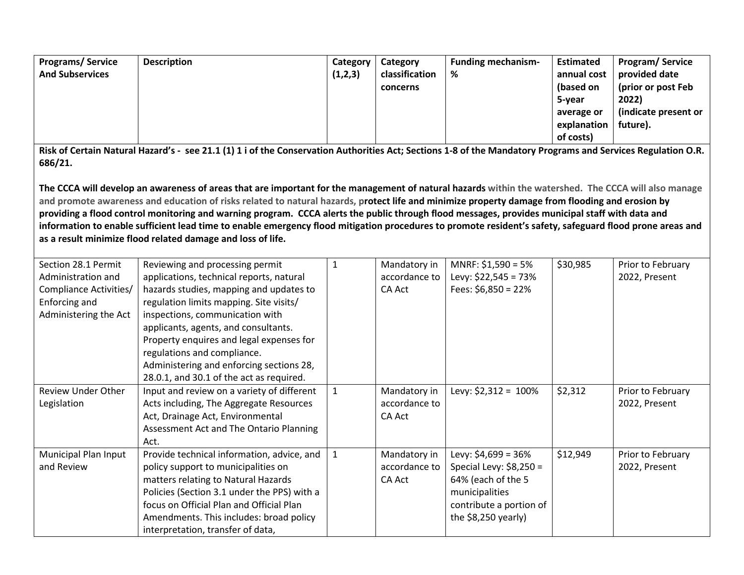| Programs/ Service And Subservices | Description | Category (1,2,3) | Category classification concerns | Funding mechanism-% | Estimated annual cost (based on 5-year average or explanation of costs) | Program/ Service provided date (prior or post Feb 2022) (indicate present or future). |
|---|---|---|---|---|---|---|
| **Risk of Certain Natural Hazard's - see 21.1 (1) 1 i of the Conservation Authorities Act; Sections 1-8 of the Mandatory Programs and Services Regulation O.R. 686/21.**<br><br>**The CCCA will develop an awareness of areas that are important for the management of natural hazards within the watershed. The CCCA will also manage and promote awareness and education of risks related to natural hazards, protect life and minimize property damage from flooding and erosion by providing a flood control monitoring and warning program. CCCA alerts the public through flood messages, provides municipal staff with data and information to enable sufficient lead time to enable emergency flood mitigation procedures to promote resident's safety, safeguard flood prone areas and as a result minimize flood related damage and loss of life.** | | | | | | |
| Section 28.1 Permit Administration and Compliance Activities/ Enforcing and Administering the Act | Reviewing and processing permit applications, technical reports, natural hazards studies, mapping and updates to regulation limits mapping. Site visits/ inspections, communication with applicants, agents, and consultants. Property enquires and legal expenses for regulations and compliance. Administering and enforcing sections 28, 28.0.1, and 30.1 of the act as required. | 1 | Mandatory in accordance to CA Act | MNRF: $1,590 = 5%<br>Levy: $22,545 = 73%<br>Fees: $6,850 = 22% | $30,985 | Prior to February 2022, Present |
| Review Under Other Legislation | Input and review on a variety of different Acts including, The Aggregate Resources Act, Drainage Act, Environmental Assessment Act and The Ontario Planning Act. | 1 | Mandatory in accordance to CA Act | Levy: $2,312 = 100% | $2,312 | Prior to February 2022, Present |
| Municipal Plan Input and Review | Provide technical information, advice, and policy support to municipalities on matters relating to Natural Hazards Policies (Section 3.1 under the PPS) with a focus on Official Plan and Official Plan Amendments. This includes: broad policy interpretation, transfer of data, | 1 | Mandatory in accordance to CA Act | Levy: $4,699 = 36%<br>Special Levy: $8,250 = 64% (each of the 5 municipalities contribute a portion of the $8,250 yearly) | $12,949 | Prior to February 2022, Present |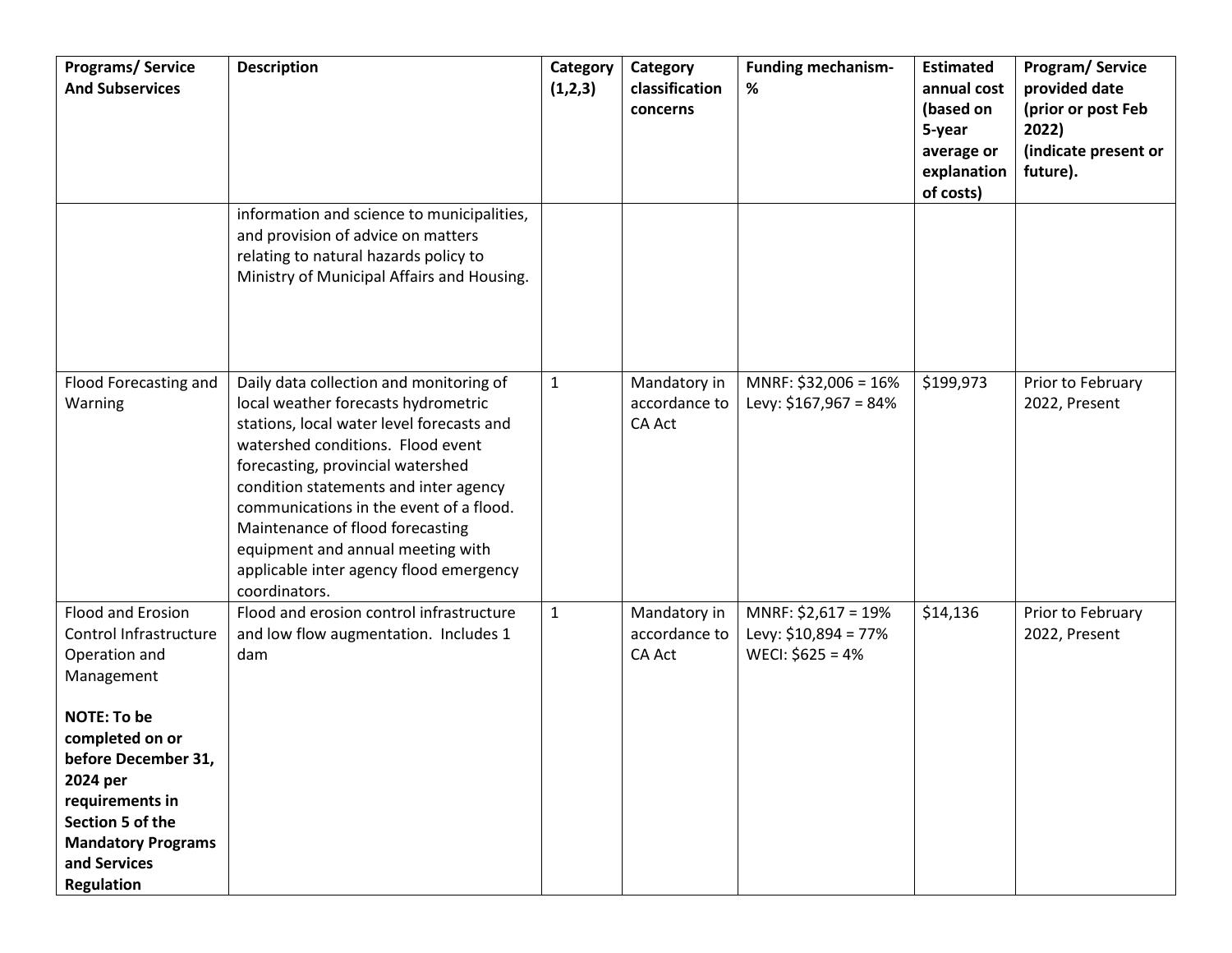| Programs/ Service And Subservices | Description | Category (1,2,3) | Category classification concerns | Funding mechanism-% | Estimated annual cost (based on 5-year average or explanation of costs) | Program/ Service provided date (prior or post Feb 2022) (indicate present or future). |
|---|---|---|---|---|---|---|
| | information and science to municipalities, and provision of advice on matters relating to natural hazards policy to Ministry of Municipal Affairs and Housing. | | | | | |
| Flood Forecasting and Warning | Daily data collection and monitoring of local weather forecasts hydrometric stations, local water level forecasts and watershed conditions. Flood event forecasting, provincial watershed condition statements and inter agency communications in the event of a flood. Maintenance of flood forecasting equipment and annual meeting with applicable inter agency flood emergency coordinators. | 1 | Mandatory in accordance to CA Act | MNRF: $32,006 = 16%<br>Levy: $167,967 = 84% | $199,973 | Prior to February 2022, Present |
| Flood and Erosion Control Infrastructure Operation and Management<br><br>**NOTE: To be completed on or before December 31, 2024 per requirements in Section 5 of the Mandatory Programs and Services Regulation** | Flood and erosion control infrastructure and low flow augmentation. Includes 1 dam | 1 | Mandatory in accordance to CA Act | MNRF: $2,617 = 19%<br>Levy: $10,894 = 77%<br>WECI: $625 = 4% | $14,136 | Prior to February 2022, Present |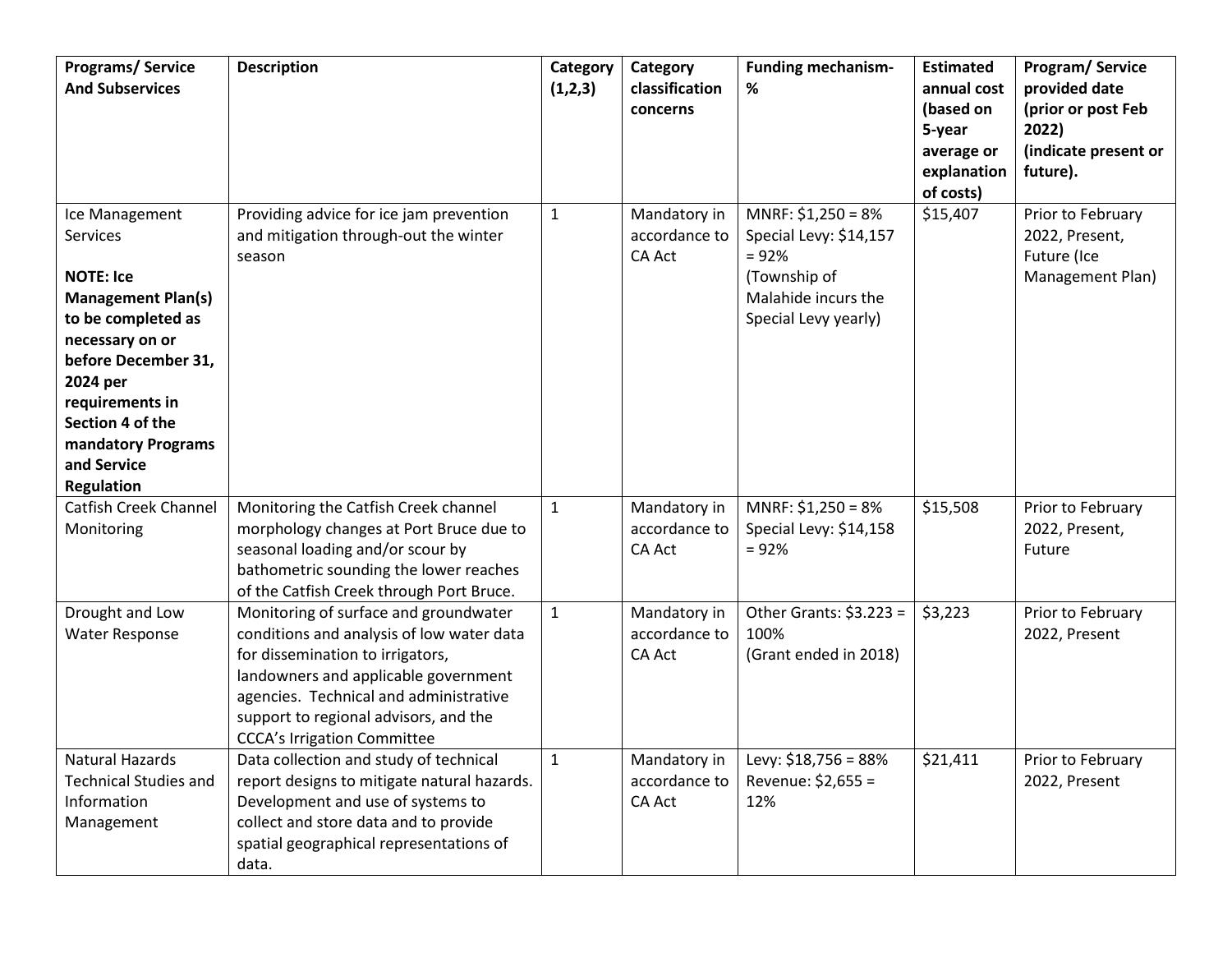| Programs/ Service And Subservices | Description | Category (1,2,3) | Category classification concerns | Funding mechanism- % | Estimated annual cost (based on 5-year average or explanation of costs) | Program/ Service provided date (prior or post Feb 2022) (indicate present or future). |
|---|---|---|---|---|---|---|
| Ice Management Services<br><br>**NOTE: Ice Management Plan(s) to be completed as necessary on or before December 31, 2024 per requirements in Section 4 of the mandatory Programs and Service Regulation** | Providing advice for ice jam prevention and mitigation through-out the winter season | 1 | Mandatory in accordance to CA Act | MNRF: $1,250 = 8%<br>Special Levy: $14,157 = 92%<br>(Township of Malahide incurs the Special Levy yearly) | $15,407 | Prior to February 2022, Present, Future (Ice Management Plan) |
| Catfish Creek Channel Monitoring | Monitoring the Catfish Creek channel morphology changes at Port Bruce due to seasonal loading and/or scour by bathometric sounding the lower reaches of the Catfish Creek through Port Bruce. | 1 | Mandatory in accordance to CA Act | MNRF: $1,250 = 8%<br>Special Levy: $14,158 = 92% | $15,508 | Prior to February 2022, Present, Future |
| Drought and Low Water Response | Monitoring of surface and groundwater conditions and analysis of low water data for dissemination to irrigators, landowners and applicable government agencies. Technical and administrative support to regional advisors, and the CCCA's Irrigation Committee | 1 | Mandatory in accordance to CA Act | Other Grants: $3.223 = 100%<br>(Grant ended in 2018) | $3,223 | Prior to February 2022, Present |
| Natural Hazards Technical Studies and Information Management | Data collection and study of technical report designs to mitigate natural hazards. Development and use of systems to collect and store data and to provide spatial geographical representations of data. | 1 | Mandatory in accordance to CA Act | Levy: $18,756 = 88%<br>Revenue: $2,655 = 12% | $21,411 | Prior to February 2022, Present |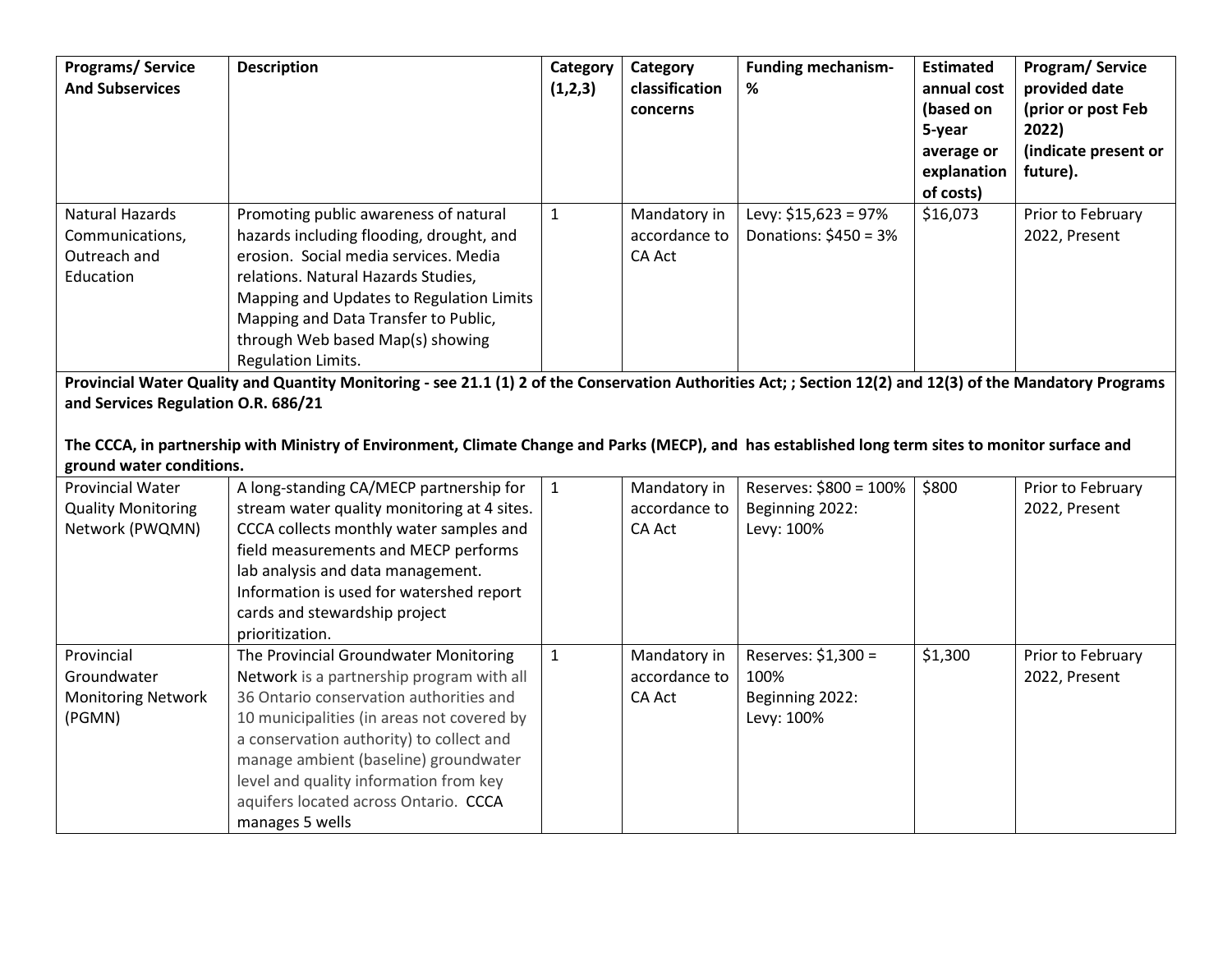| Programs/ Service And Subservices | Description | Category (1,2,3) | Category classification concerns | Funding mechanism- % | Estimated annual cost (based on 5-year average or explanation of costs) | Program/ Service provided date (prior or post Feb 2022) (indicate present or future). |
|---|---|---|---|---|---|---|
| Natural Hazards Communications, Outreach and Education | Promoting public awareness of natural hazards including flooding, drought, and erosion. Social media services. Media relations. Natural Hazards Studies, Mapping and Updates to Regulation Limits Mapping and Data Transfer to Public, through Web based Map(s) showing Regulation Limits. | 1 | Mandatory in accordance to CA Act | Levy: $15,623 = 97% Donations: $450 = 3% | $16,073 | Prior to February 2022, Present |
| **Provincial Water Quality and Quantity Monitoring - see 21.1 (1) 2 of the Conservation Authorities Act; ; Section 12(2) and 12(3) of the Mandatory Programs and Services Regulation O.R. 686/21**<br><br>**The CCCA, in partnership with Ministry of Environment, Climate Change and Parks (MECP), and has established long term sites to monitor surface and ground water conditions.** | | | | | | |
| Provincial Water Quality Monitoring Network (PWQMN) | A long-standing CA/MECP partnership for stream water quality monitoring at 4 sites. CCCA collects monthly water samples and field measurements and MECP performs lab analysis and data management. Information is used for watershed report cards and stewardship project prioritization. | 1 | Mandatory in accordance to CA Act | Reserves: $800 = 100% Beginning 2022: Levy: 100% | $800 | Prior to February 2022, Present |
| Provincial Groundwater Monitoring Network (PGMN) | The Provincial Groundwater Monitoring Network is a partnership program with all 36 Ontario conservation authorities and 10 municipalities (in areas not covered by a conservation authority) to collect and manage ambient (baseline) groundwater level and quality information from key aquifers located across Ontario. CCCA manages 5 wells | 1 | Mandatory in accordance to CA Act | Reserves: $1,300 = 100% Beginning 2022: Levy: 100% | $1,300 | Prior to February 2022, Present |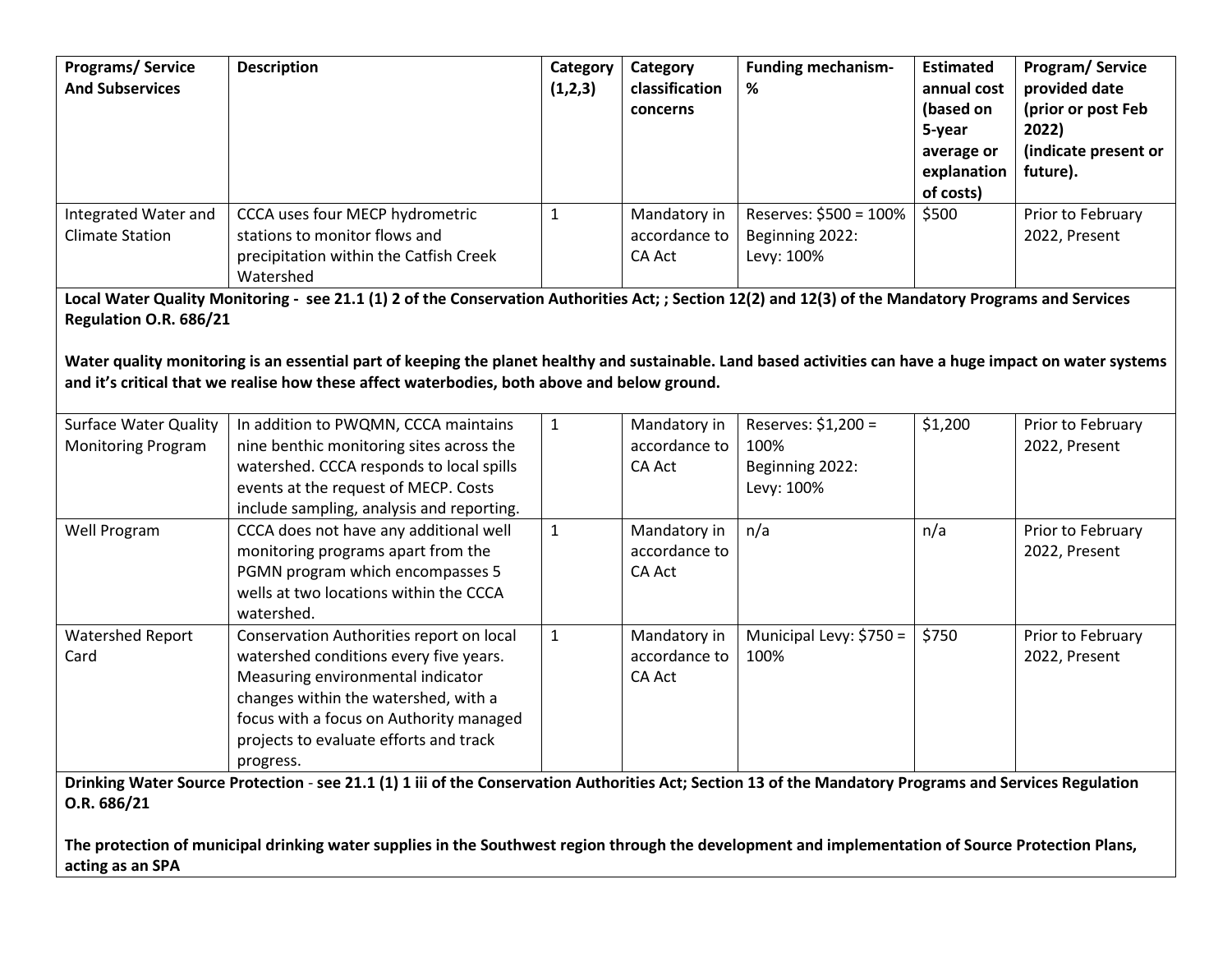| Programs/ Service And Subservices | Description | Category (1,2,3) | Category classification concerns | Funding mechanism- % | Estimated annual cost (based on 5-year average or explanation of costs) | Program/ Service provided date (prior or post Feb 2022) (indicate present or future). |
|---|---|---|---|---|---|---|
| Integrated Water and Climate Station | CCCA uses four MECP hydrometric stations to monitor flows and precipitation within the Catfish Creek Watershed | 1 | Mandatory in accordance to CA Act | Reserves: $500 = 100% Beginning 2022: Levy: 100% | $500 | Prior to February 2022, Present |
| **Local Water Quality Monitoring - see 21.1 (1) 2 of the Conservation Authorities Act; ; Section 12(2) and 12(3) of the Mandatory Programs and Services Regulation O.R. 686/21**<br><br>**Water quality monitoring is an essential part of keeping the planet healthy and sustainable. Land based activities can have a huge impact on water systems and it's critical that we realise how these affect waterbodies, both above and below ground.** | | | | | | |
| Surface Water Quality Monitoring Program | In addition to PWQMN, CCCA maintains nine benthic monitoring sites across the watershed. CCCA responds to local spills events at the request of MECP. Costs include sampling, analysis and reporting. | 1 | Mandatory in accordance to CA Act | Reserves: $1,200 = 100% Beginning 2022: Levy: 100% | $1,200 | Prior to February 2022, Present |
| Well Program | CCCA does not have any additional well monitoring programs apart from the PGMN program which encompasses 5 wells at two locations within the CCCA watershed. | 1 | Mandatory in accordance to CA Act | n/a | n/a | Prior to February 2022, Present |
| Watershed Report Card | Conservation Authorities report on local watershed conditions every five years. Measuring environmental indicator changes within the watershed, with a focus with a focus on Authority managed projects to evaluate efforts and track progress. | 1 | Mandatory in accordance to CA Act | Municipal Levy: $750 = 100% | $750 | Prior to February 2022, Present |
| **Drinking Water Source Protection - see 21.1 (1) 1 iii of the Conservation Authorities Act; Section 13 of the Mandatory Programs and Services Regulation O.R. 686/21**<br><br>**The protection of municipal drinking water supplies in the Southwest region through the development and implementation of Source Protection Plans, acting as an SPA** | | | | | | |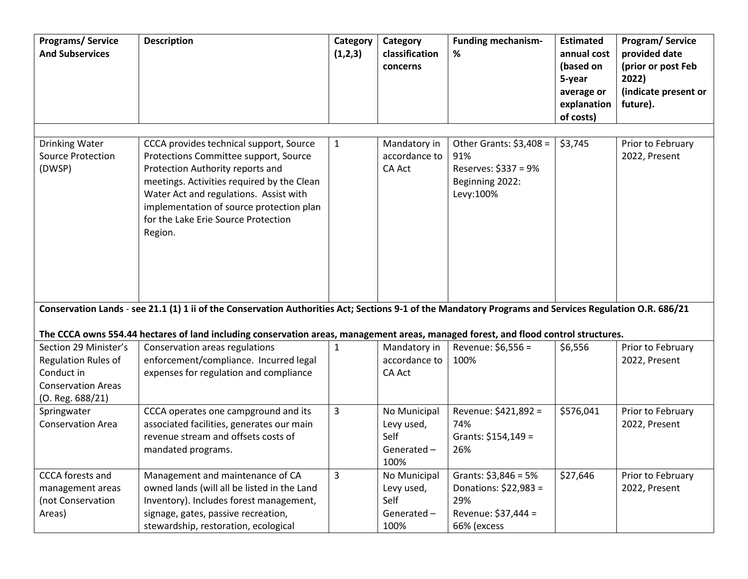| Programs/ Service And Subservices | Description | Category (1,2,3) | Category classification concerns | Funding mechanism- % | Estimated annual cost (based on 5-year average or explanation of costs) | Program/ Service provided date (prior or post Feb 2022) (indicate present or future). |
|---|---|---|---|---|---|---|
| | | | | | | |
| Drinking Water Source Protection (DWSP) | CCCA provides technical support, Source Protections Committee support, Source Protection Authority reports and meetings. Activities required by the Clean Water Act and regulations. Assist with implementation of source protection plan for the Lake Erie Source Protection Region. | 1 | Mandatory in accordance to CA Act | Other Grants: $3,408 = 91%<br>Reserves: $337 = 9%<br>Beginning 2022: Levy:100% | $3,745 | Prior to February 2022, Present |
| **Conservation Lands** - **see 21.1 (1) 1 ii of the Conservation Authorities Act; Sections 9-1 of the Mandatory Programs and Services Regulation O.R. 686/21**<br><br>**The CCCA owns 554.44 hectares of land including conservation areas, management areas, managed forest, and flood control structures.** | | | | | | |
| Section 29 Minister's Regulation Rules of Conduct in Conservation Areas (O. Reg. 688/21) | Conservation areas regulations enforcement/compliance. Incurred legal expenses for regulation and compliance | 1 | Mandatory in accordance to CA Act | Revenue: $6,556 = 100% | $6,556 | Prior to February 2022, Present |
| Springwater Conservation Area | CCCA operates one campground and its associated facilities, generates our main revenue stream and offsets costs of mandated programs. | 3 | No Municipal Levy used, Self Generated – 100% | Revenue: $421,892 = 74%<br>Grants: $154,149 = 26% | $576,041 | Prior to February 2022, Present |
| CCCA forests and management areas (not Conservation Areas) | Management and maintenance of CA owned lands (will all be listed in the Land Inventory). Includes forest management, signage, gates, passive recreation, stewardship, restoration, ecological | 3 | No Municipal Levy used, Self Generated – 100% | Grants: $3,846 = 5%<br>Donations: $22,983 = 29%<br>Revenue: $37,444 = 66% (excess | $27,646 | Prior to February 2022, Present |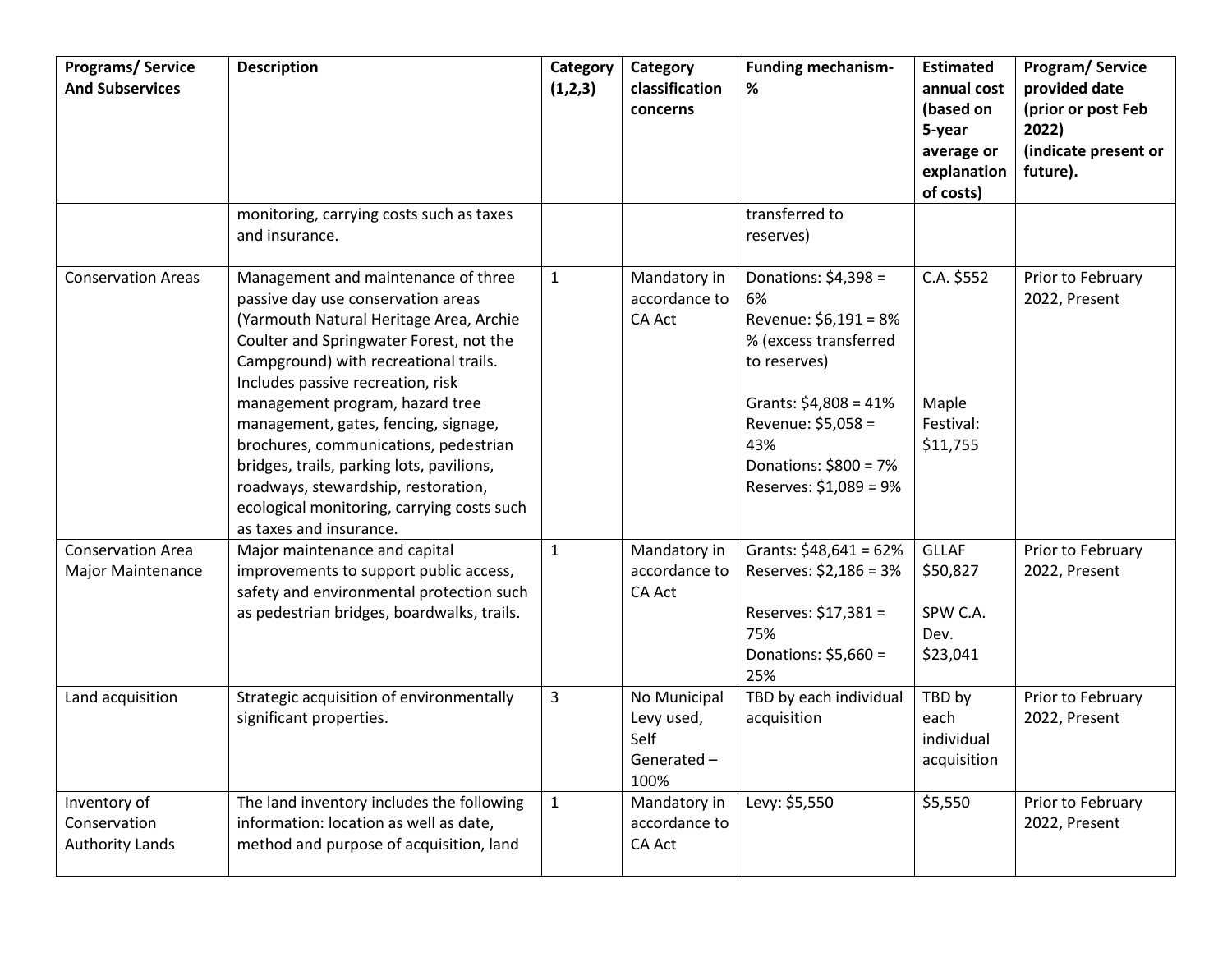| Programs/ Service And Subservices | Description | Category (1,2,3) | Category classification concerns | Funding mechanism- % | Estimated annual cost (based on 5-year average or explanation of costs) | Program/ Service provided date (prior or post Feb 2022) (indicate present or future). |
|---|---|---|---|---|---|---|
| | monitoring, carrying costs such as taxes and insurance. | | | transferred to reserves) | | |
| Conservation Areas | Management and maintenance of three passive day use conservation areas (Yarmouth Natural Heritage Area, Archie Coulter and Springwater Forest, not the Campground) with recreational trails. Includes passive recreation, risk management program, hazard tree management, gates, fencing, signage, brochures, communications, pedestrian bridges, trails, parking lots, pavilions, roadways, stewardship, restoration, ecological monitoring, carrying costs such as taxes and insurance. | 1 | Mandatory in accordance to CA Act | Donations: $4,398 = 6%<br>Revenue: $6,191 = 8% % (excess transferred to reserves)<br><br>Grants: $4,808 = 41%<br>Revenue: $5,058 = 43%<br>Donations: $800 = 7%<br>Reserves: $1,089 = 9% | C.A. $552<br><br><br><br>Maple Festival: $11,755 | Prior to February 2022, Present |
| Conservation Area Major Maintenance | Major maintenance and capital improvements to support public access, safety and environmental protection such as pedestrian bridges, boardwalks, trails. | 1 | Mandatory in accordance to CA Act | Grants: $48,641 = 62%<br>Reserves: $2,186 = 3%<br><br>Reserves: $17,381 = 75%<br>Donations: $5,660 = 25% | GLLAF $50,827<br><br>SPW C.A. Dev. $23,041 | Prior to February 2022, Present |
| Land acquisition | Strategic acquisition of environmentally significant properties. | 3 | No Municipal Levy used, Self Generated – 100% | TBD by each individual acquisition | TBD by each individual acquisition | Prior to February 2022, Present |
| Inventory of Conservation Authority Lands | The land inventory includes the following information: location as well as date, method and purpose of acquisition, land | 1 | Mandatory in accordance to CA Act | Levy: $5,550 | $5,550 | Prior to February 2022, Present |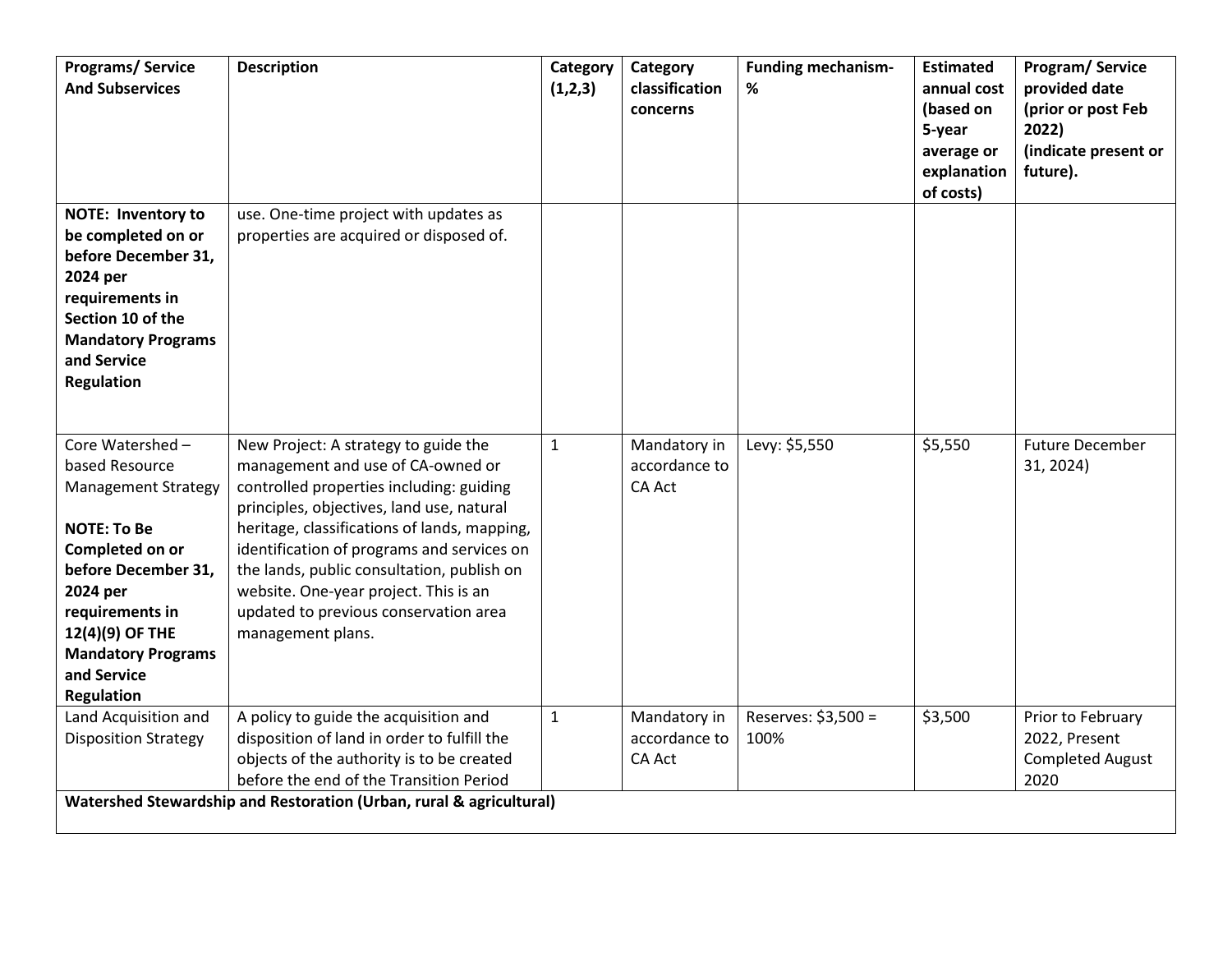| Programs/ Service And Subservices | Description | Category (1,2,3) | Category classification concerns | Funding mechanism- % | Estimated annual cost (based on 5-year average or explanation of costs) | Program/ Service provided date (prior or post Feb 2022) (indicate present or future). |
|---|---|---|---|---|---|---|
| **NOTE: Inventory to be completed on or before December 31, 2024 per requirements in Section 10 of the Mandatory Programs and Service Regulation** | use. One-time project with updates as properties are acquired or disposed of. | | | | | |
| Core Watershed – based Resource Management Strategy<br><br>**NOTE: To Be Completed on or before December 31, 2024 per requirements in 12(4)(9) OF THE Mandatory Programs and Service Regulation** | New Project: A strategy to guide the management and use of CA-owned or controlled properties including: guiding principles, objectives, land use, natural heritage, classifications of lands, mapping, identification of programs and services on the lands, public consultation, publish on website. One-year project. This is an updated to previous conservation area management plans. | 1 | Mandatory in accordance to CA Act | Levy: $5,550 | $5,550 | Future December 31, 2024) |
| Land Acquisition and Disposition Strategy | A policy to guide the acquisition and disposition of land in order to fulfill the objects of the authority is to be created before the end of the Transition Period | 1 | Mandatory in accordance to CA Act | Reserves: $3,500 = 100% | $3,500 | Prior to February 2022, Present Completed August 2020 |
| **Watershed Stewardship and Restoration (Urban, rural & agricultural)** | | | | | | |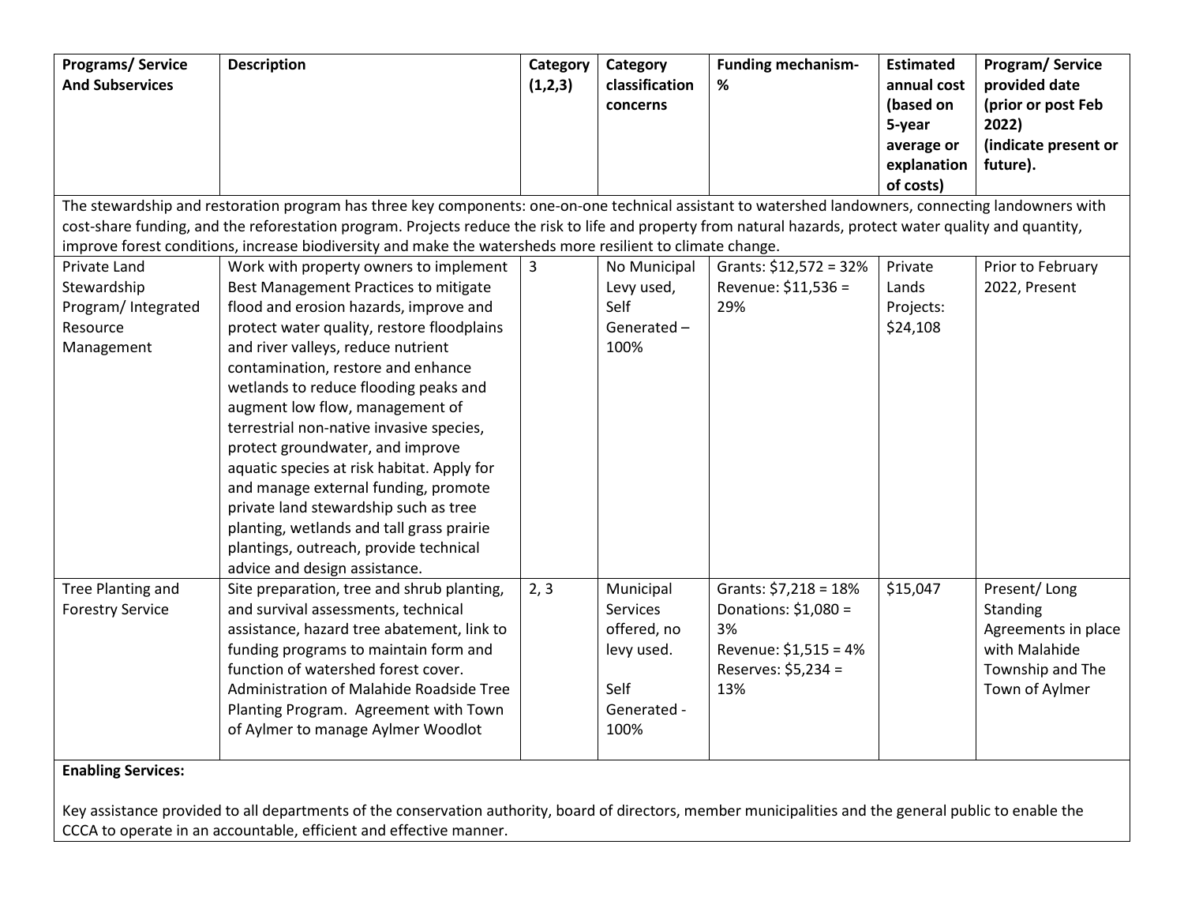| Programs/ Service And Subservices | Description | Category (1,2,3) | Category classification concerns | Funding mechanism- % | Estimated annual cost (based on 5-year average or explanation of costs) | Program/ Service provided date (prior or post Feb 2022) (indicate present or future). |
|---|---|---|---|---|---|---|
| The stewardship and restoration program has three key components: one-on-one technical assistant to watershed landowners, connecting landowners with cost-share funding, and the reforestation program. Projects reduce the risk to life and property from natural hazards, protect water quality and quantity, improve forest conditions, increase biodiversity and make the watersheds more resilient to climate change. | | | | | | |
| Private Land Stewardship Program/ Integrated Resource Management | Work with property owners to implement Best Management Practices to mitigate flood and erosion hazards, improve and protect water quality, restore floodplains and river valleys, reduce nutrient contamination, restore and enhance wetlands to reduce flooding peaks and augment low flow, management of terrestrial non-native invasive species, protect groundwater, and improve aquatic species at risk habitat. Apply for and manage external funding, promote private land stewardship such as tree planting, wetlands and tall grass prairie plantings, outreach, provide technical advice and design assistance. | 3 | No Municipal Levy used, Self Generated – 100% | Grants: $12,572 = 32%<br>Revenue: $11,536 = 29% | Private Lands Projects: $24,108 | Prior to February 2022, Present |
| Tree Planting and Forestry Service | Site preparation, tree and shrub planting, and survival assessments, technical assistance, hazard tree abatement, link to funding programs to maintain form and function of watershed forest cover. Administration of Malahide Roadside Tree Planting Program. Agreement with Town of Aylmer to manage Aylmer Woodlot | 2, 3 | Municipal Services offered, no levy used.<br><br>Self Generated - 100% | Grants: $7,218 = 18%<br>Donations: $1,080 = 3%<br>Revenue: $1,515 = 4%<br>Reserves: $5,234 = 13% | $15,047 | Present/ Long Standing Agreements in place with Malahide Township and The Town of Aylmer |
| **Enabling Services:**<br><br>Key assistance provided to all departments of the conservation authority, board of directors, member municipalities and the general public to enable the CCCA to operate in an accountable, efficient and effective manner. | | | | | | |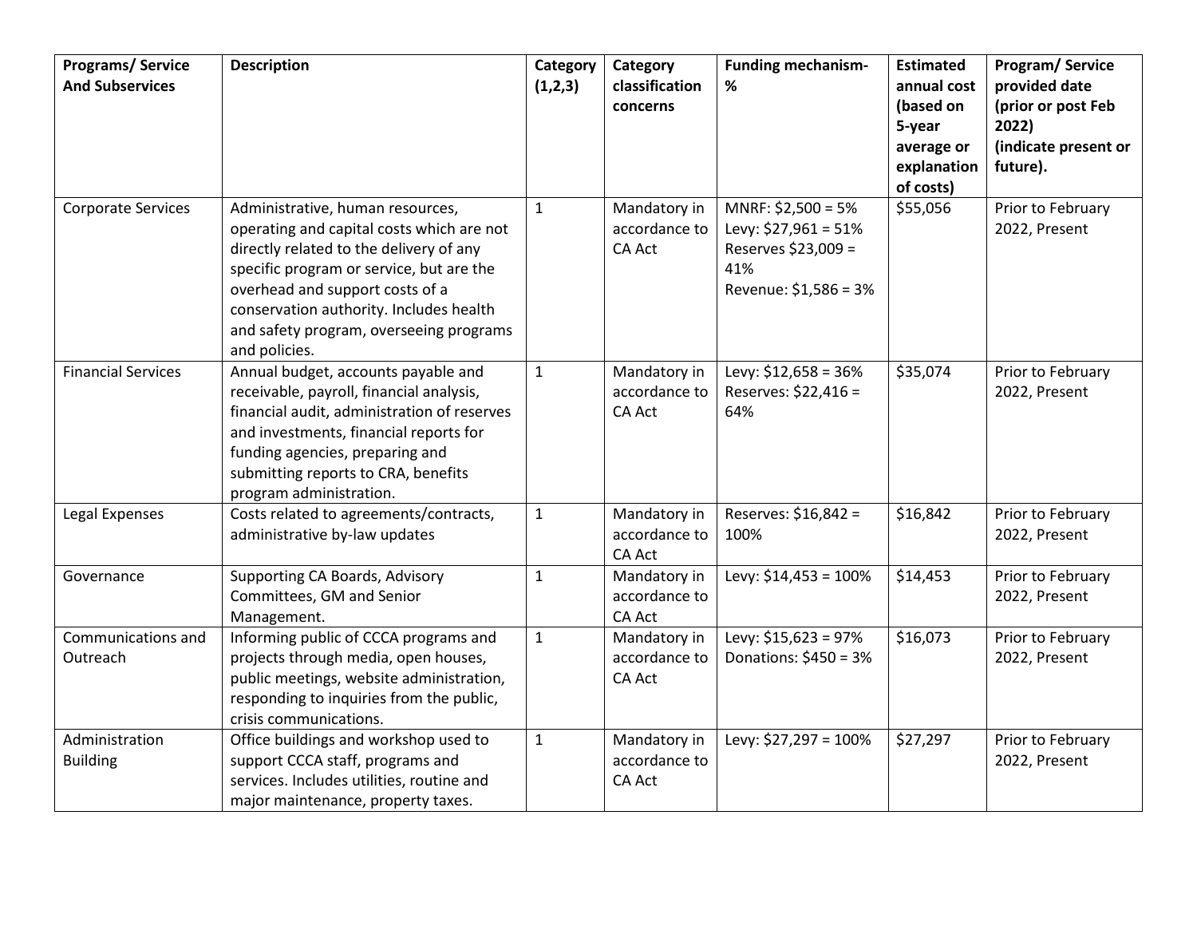| Programs/ Service And Subservices | Description | Category (1,2,3) | Category classification concerns | Funding mechanism- % | Estimated annual cost (based on 5-year average or explanation of costs) | Program/ Service provided date (prior or post Feb 2022) (indicate present or future). |
|---|---|---|---|---|---|---|
| Corporate Services | Administrative, human resources, operating and capital costs which are not directly related to the delivery of any specific program or service, but are the overhead and support costs of a conservation authority. Includes health and safety program, overseeing programs and policies. | 1 | Mandatory in accordance to CA Act | MNRF: $2,500 = 5%<br>Levy: $27,961 = 51%<br>Reserves $23,009 = 41%<br>Revenue: $1,586 = 3% | $55,056 | Prior to February 2022, Present |
| Financial Services | Annual budget, accounts payable and receivable, payroll, financial analysis, financial audit, administration of reserves and investments, financial reports for funding agencies, preparing and submitting reports to CRA, benefits program administration. | 1 | Mandatory in accordance to CA Act | Levy: $12,658 = 36%<br>Reserves: $22,416 = 64% | $35,074 | Prior to February 2022, Present |
| Legal Expenses | Costs related to agreements/contracts, administrative by-law updates | 1 | Mandatory in accordance to CA Act | Reserves: $16,842 = 100% | $16,842 | Prior to February 2022, Present |
| Governance | Supporting CA Boards, Advisory Committees, GM and Senior Management. | 1 | Mandatory in accordance to CA Act | Levy: $14,453 = 100% | $14,453 | Prior to February 2022, Present |
| Communications and Outreach | Informing public of CCCA programs and projects through media, open houses, public meetings, website administration, responding to inquiries from the public, crisis communications. | 1 | Mandatory in accordance to CA Act | Levy: $15,623 = 97%<br>Donations: $450 = 3% | $16,073 | Prior to February 2022, Present |
| Administration Building | Office buildings and workshop used to support CCCA staff, programs and services. Includes utilities, routine and major maintenance, property taxes. | 1 | Mandatory in accordance to CA Act | Levy: $27,297 = 100% | $27,297 | Prior to February 2022, Present |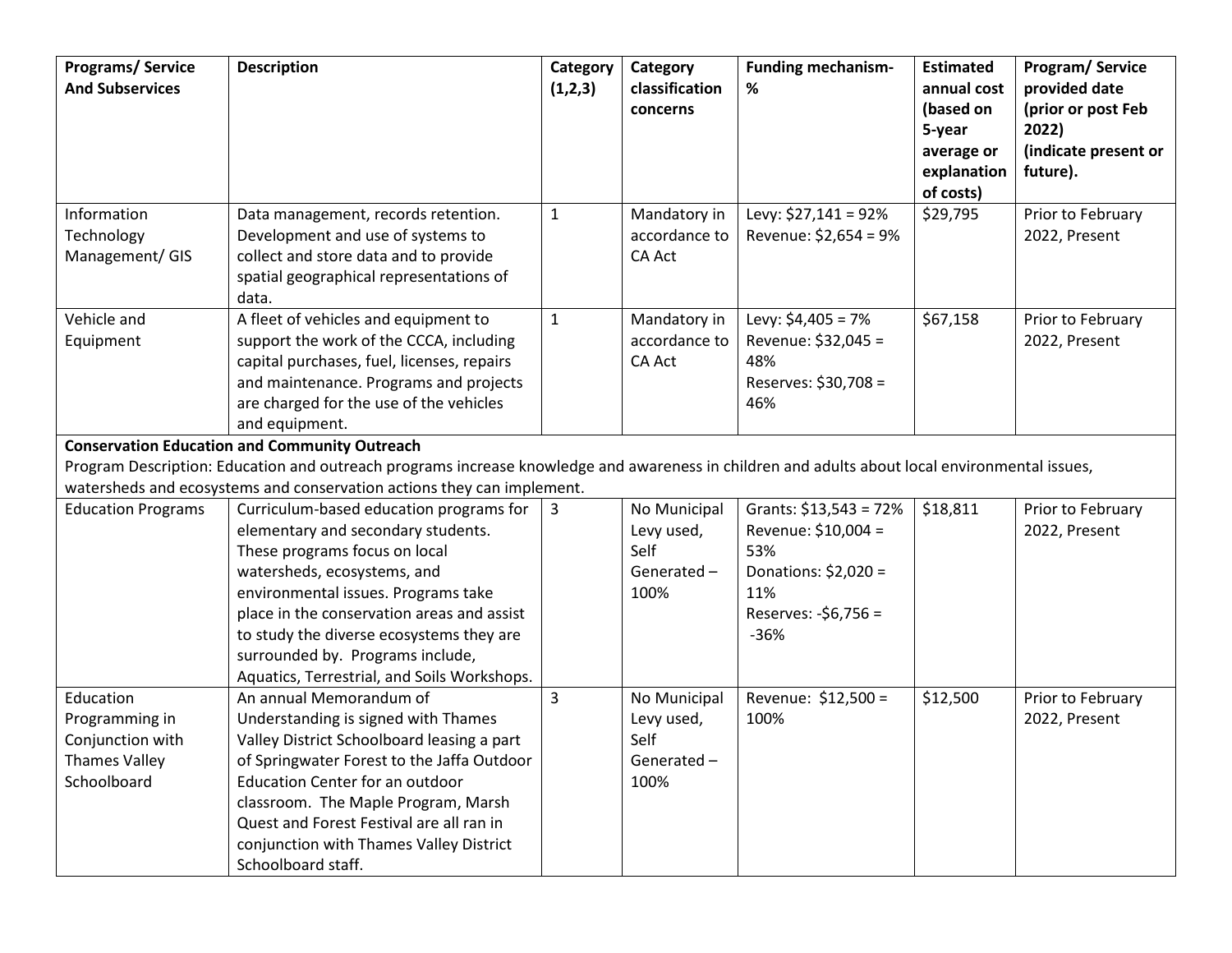| Programs/ Service And Subservices | Description | Category (1,2,3) | Category classification concerns | Funding mechanism- % | Estimated annual cost (based on 5-year average or explanation of costs) | Program/ Service provided date (prior or post Feb 2022) (indicate present or future). |
|---|---|---|---|---|---|---|
| Information Technology Management/ GIS | Data management, records retention. Development and use of systems to collect and store data and to provide spatial geographical representations of data. | 1 | Mandatory in accordance to CA Act | Levy: $27,141 = 92%<br>Revenue: $2,654 = 9% | $29,795 | Prior to February 2022, Present |
| Vehicle and Equipment | A fleet of vehicles and equipment to support the work of the CCCA, including capital purchases, fuel, licenses, repairs and maintenance. Programs and projects are charged for the use of the vehicles and equipment. | 1 | Mandatory in accordance to CA Act | Levy: $4,405 = 7%<br>Revenue: $32,045 = 48%<br>Reserves: $30,708 = 46% | $67,158 | Prior to February 2022, Present |
| **Conservation Education and Community Outreach**<br>Program Description: Education and outreach programs increase knowledge and awareness in children and adults about local environmental issues, watersheds and ecosystems and conservation actions they can implement. | | | | | | |
| Education Programs | Curriculum-based education programs for elementary and secondary students. These programs focus on local watersheds, ecosystems, and environmental issues. Programs take place in the conservation areas and assist to study the diverse ecosystems they are surrounded by. Programs include, Aquatics, Terrestrial, and Soils Workshops. | 3 | No Municipal Levy used, Self Generated – 100% | Grants: $13,543 = 72%<br>Revenue: $10,004 = 53%<br>Donations: $2,020 = 11%<br>Reserves: -$6,756 = -36% | $18,811 | Prior to February 2022, Present |
| Education Programming in Conjunction with Thames Valley Schoolboard | An annual Memorandum of Understanding is signed with Thames Valley District Schoolboard leasing a part of Springwater Forest to the Jaffa Outdoor Education Center for an outdoor classroom. The Maple Program, Marsh Quest and Forest Festival are all ran in conjunction with Thames Valley District Schoolboard staff. | 3 | No Municipal Levy used, Self Generated – 100% | Revenue: $12,500 = 100% | $12,500 | Prior to February 2022, Present |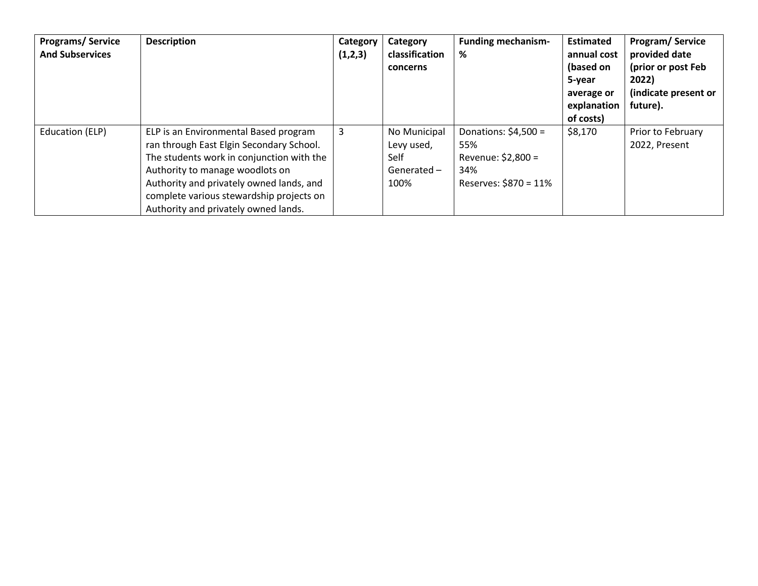| Programs/ Service And Subservices | Description | Category (1,2,3) | Category classification concerns | Funding mechanism- % | Estimated annual cost (based on 5-year average or explanation of costs) | Program/ Service provided date (prior or post Feb 2022) (indicate present or future). |
|---|---|---|---|---|---|---|
| Education (ELP) | ELP is an Environmental Based program ran through East Elgin Secondary School. The students work in conjunction with the Authority to manage woodlots on Authority and privately owned lands, and complete various stewardship projects on Authority and privately owned lands. | 3 | No Municipal Levy used, Self Generated – 100% | Donations: $4,500 = 55%<br>Revenue: $2,800 = 34%<br>Reserves: $870 = 11% | $8,170 | Prior to February 2022, Present |